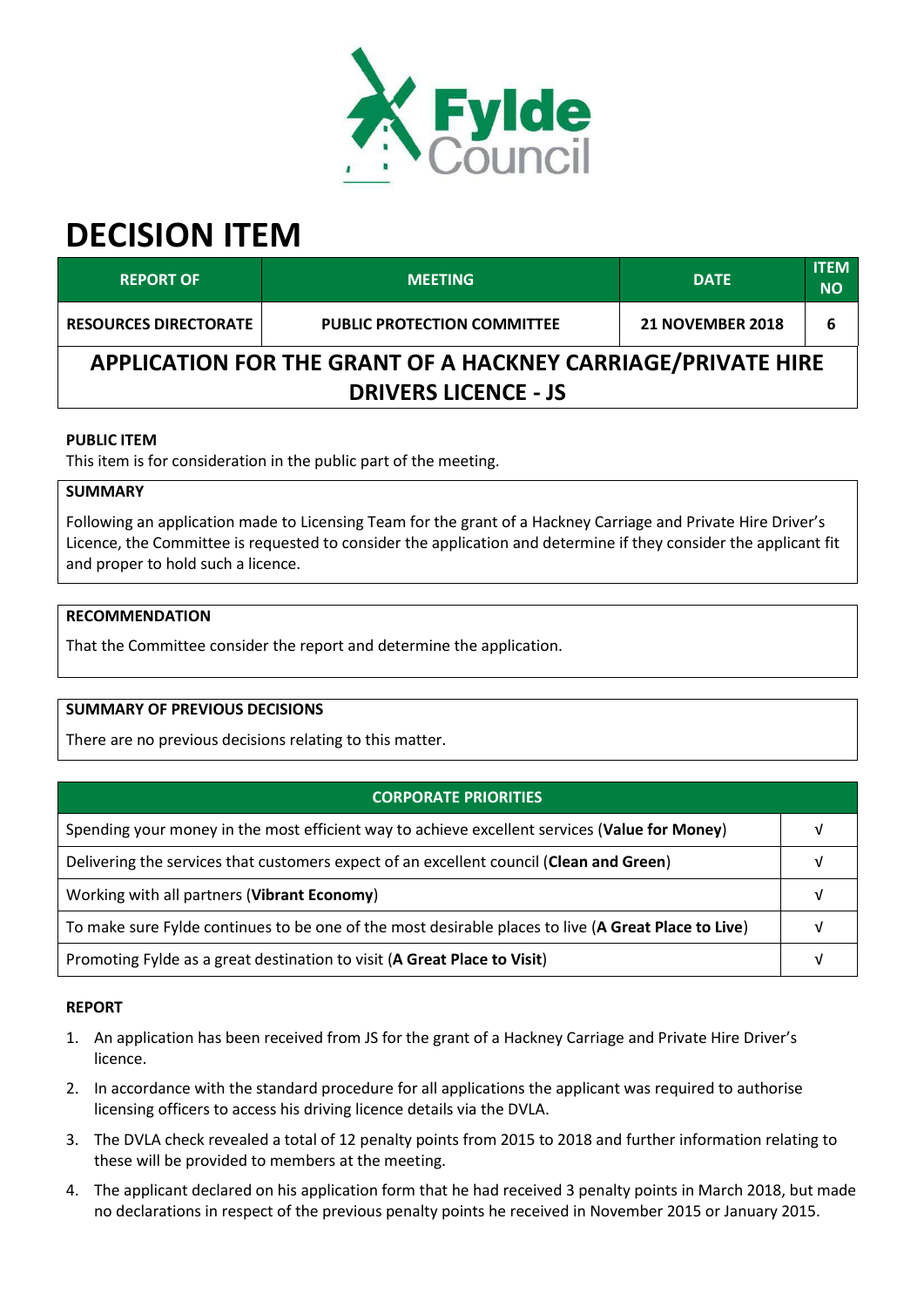# DECISION ITEM

| REPORT OF | MEETING | DATE | ITEM NO |
| --- | --- | --- | --- |
| RESOURCES DIRECTORATE | PUBLIC PROTECTION COMMITTEE | 21 NOVEMBER 2018 | 6 |

## APPLICATION FOR THE GRANT OF A HACKNEY CARRIAGE/PRIVATE HIRE DRIVERS LICENCE - JS

**PUBLIC ITEM**

This item is for consideration in the public part of the meeting.

**SUMMARY**

Following an application made to Licensing Team for the grant of a Hackney Carriage and Private Hire Driver's Licence, the Committee is requested to consider the application and determine if they consider the applicant fit and proper to hold such a licence.

**RECOMMENDATION**

That the Committee consider the report and determine the application.

**SUMMARY OF PREVIOUS DECISIONS**

There are no previous decisions relating to this matter.

| CORPORATE PRIORITIES | |
| --- | --- |
| Spending your money in the most efficient way to achieve excellent services (**Value for Money**) | √ |
| Delivering the services that customers expect of an excellent council (**Clean and Green**) | √ |
| Working with all partners (**Vibrant Economy**) | √ |
| To make sure Fylde continues to be one of the most desirable places to live (**A Great Place to Live**) | √ |
| Promoting Fylde as a great destination to visit (**A Great Place to Visit**) | √ |

**REPORT**

1. An application has been received from JS for the grant of a Hackney Carriage and Private Hire Driver's licence.
2. In accordance with the standard procedure for all applications the applicant was required to authorise licensing officers to access his driving licence details via the DVLA.
3. The DVLA check revealed a total of 12 penalty points from 2015 to 2018 and further information relating to these will be provided to members at the meeting.
4. The applicant declared on his application form that he had received 3 penalty points in March 2018, but made no declarations in respect of the previous penalty points he received in November 2015 or January 2015.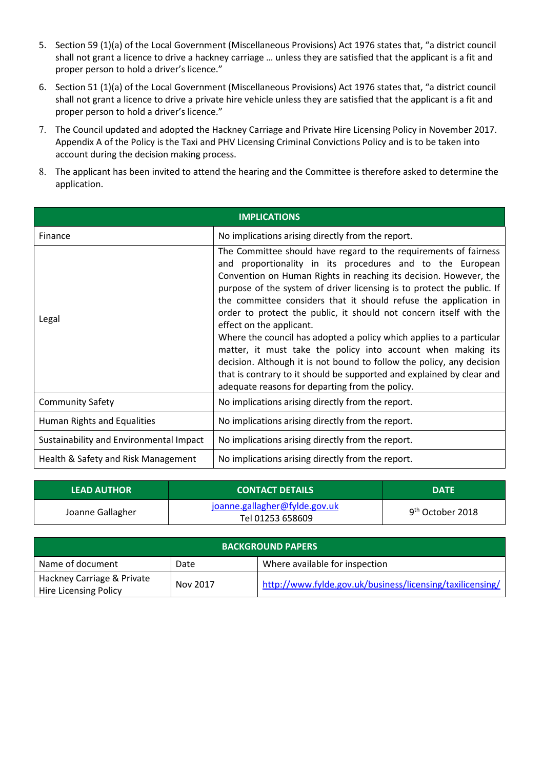5. Section 59 (1)(a) of the Local Government (Miscellaneous Provisions) Act 1976 states that, "a district council shall not grant a licence to drive a hackney carriage … unless they are satisfied that the applicant is a fit and proper person to hold a driver's licence."

6. Section 51 (1)(a) of the Local Government (Miscellaneous Provisions) Act 1976 states that, "a district council shall not grant a licence to drive a private hire vehicle unless they are satisfied that the applicant is a fit and proper person to hold a driver's licence."

7. The Council updated and adopted the Hackney Carriage and Private Hire Licensing Policy in November 2017. Appendix A of the Policy is the Taxi and PHV Licensing Criminal Convictions Policy and is to be taken into account during the decision making process.

8. The applicant has been invited to attend the hearing and the Committee is therefore asked to determine the application.

| IMPLICATIONS | |
|---|---|
| Finance | No implications arising directly from the report. |
| Legal | The Committee should have regard to the requirements of fairness and proportionality in its procedures and to the European Convention on Human Rights in reaching its decision. However, the purpose of the system of driver licensing is to protect the public. If the committee considers that it should refuse the application in order to protect the public, it should not concern itself with the effect on the applicant.<br>Where the council has adopted a policy which applies to a particular matter, it must take the policy into account when making its decision. Although it is not bound to follow the policy, any decision that is contrary to it should be supported and explained by clear and adequate reasons for departing from the policy. |
| Community Safety | No implications arising directly from the report. |
| Human Rights and Equalities | No implications arising directly from the report. |
| Sustainability and Environmental Impact | No implications arising directly from the report. |
| Health & Safety and Risk Management | No implications arising directly from the report. |

| LEAD AUTHOR | CONTACT DETAILS | DATE |
|---|---|---|
| Joanne Gallagher | joanne.gallagher@fylde.gov.uk<br>Tel 01253 658609 | 9th October 2018 |

| BACKGROUND PAPERS | | |
|---|---|---|
| Name of document | Date | Where available for inspection |
| Hackney Carriage & Private Hire Licensing Policy | Nov 2017 | http://www.fylde.gov.uk/business/licensing/taxilicensing/ |